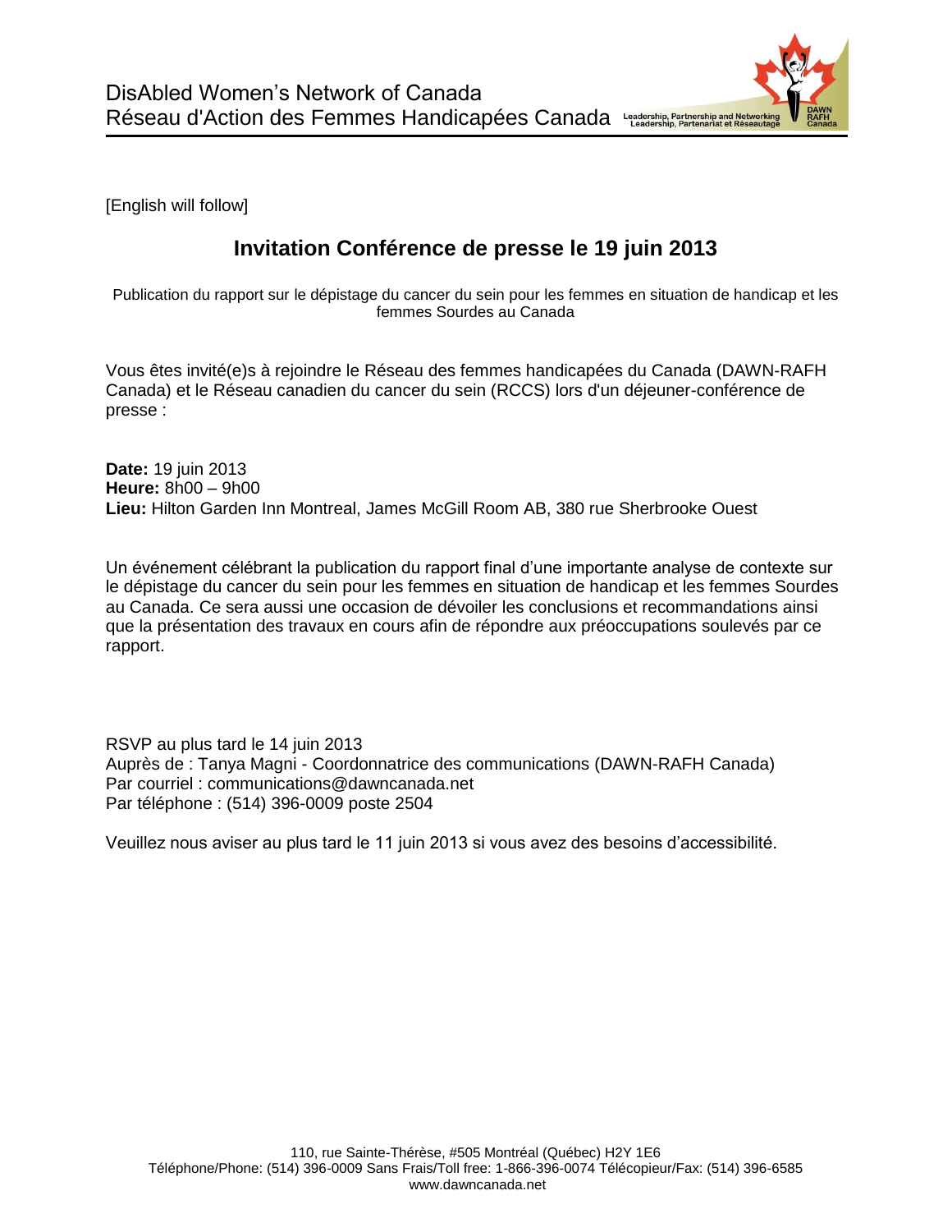DisAbled Women's Network of Canada
Réseau d'Action des Femmes Handicapées Canada

Leadership, Partnership and Networking
Leadership, Partenariat et Réseautage

[English will follow]

# Invitation Conférence de presse le 19 juin 2013

Publication du rapport sur le dépistage du cancer du sein pour les femmes en situation de handicap et les femmes Sourdes au Canada

Vous êtes invité(e)s à rejoindre le Réseau des femmes handicapées du Canada (DAWN-RAFH Canada) et le Réseau canadien du cancer du sein (RCCS) lors d'un déjeuner-conférence de presse :

**Date:** 19 juin 2013
**Heure:** 8h00 – 9h00
**Lieu:** Hilton Garden Inn Montreal, James McGill Room AB, 380 rue Sherbrooke Ouest

Un événement célébrant la publication du rapport final d'une importante analyse de contexte sur le dépistage du cancer du sein pour les femmes en situation de handicap et les femmes Sourdes au Canada. Ce sera aussi une occasion de dévoiler les conclusions et recommandations ainsi que la présentation des travaux en cours afin de répondre aux préoccupations soulevés par ce rapport.

RSVP au plus tard le 14 juin 2013
Auprès de : Tanya Magni - Coordonnatrice des communications (DAWN-RAFH Canada)
Par courriel : communications@dawncanada.net
Par téléphone : (514) 396-0009 poste 2504

Veuillez nous aviser au plus tard le 11 juin 2013 si vous avez des besoins d'accessibilité.

110, rue Sainte-Thérèse, #505 Montréal (Québec) H2Y 1E6
Téléphone/Phone: (514) 396-0009 Sans Frais/Toll free: 1-866-396-0074 Télécopieur/Fax: (514) 396-6585
www.dawncanada.net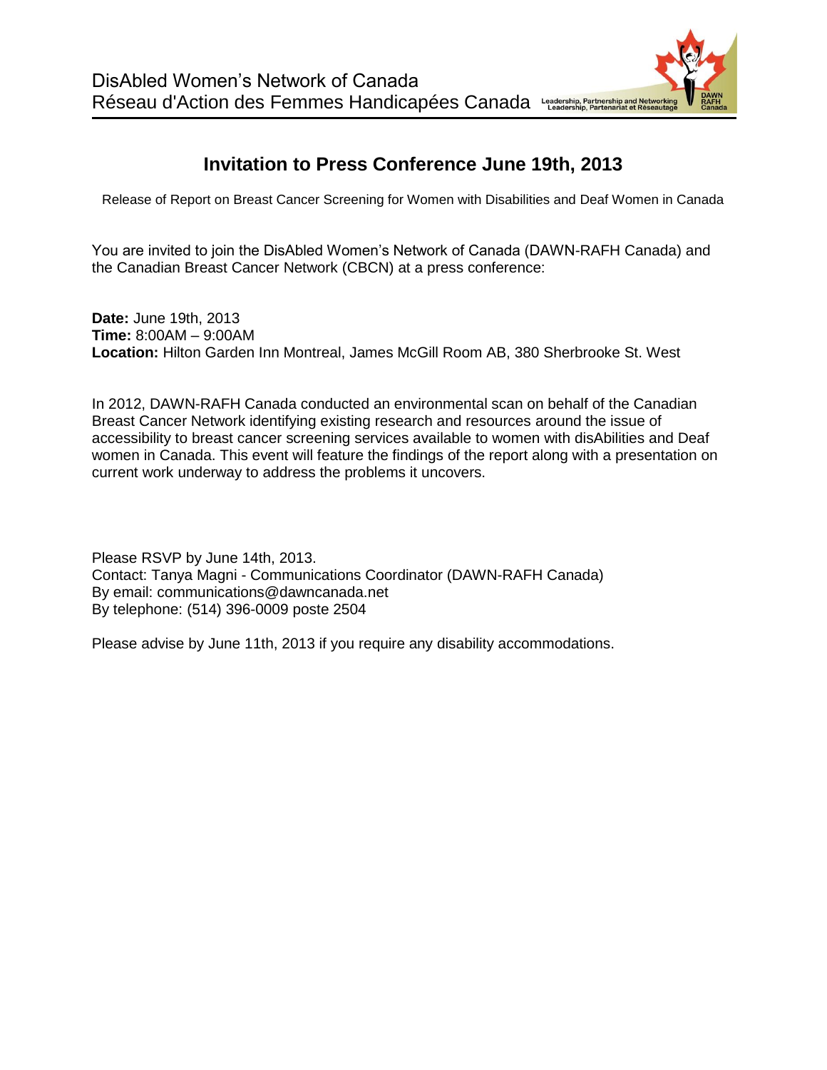DisAbled Women's Network of Canada
Réseau d'Action des Femmes Handicapées Canada

Leadership, Partnership and Networking
Leadership, Partenariat et Réseautage

DAWN RAFH Canada

## Invitation to Press Conference June 19th, 2013

Release of Report on Breast Cancer Screening for Women with Disabilities and Deaf Women in Canada

You are invited to join the DisAbled Women's Network of Canada (DAWN-RAFH Canada) and the Canadian Breast Cancer Network (CBCN) at a press conference:

**Date:** June 19th, 2013
**Time:** 8:00AM – 9:00AM
**Location:** Hilton Garden Inn Montreal, James McGill Room AB, 380 Sherbrooke St. West

In 2012, DAWN-RAFH Canada conducted an environmental scan on behalf of the Canadian Breast Cancer Network identifying existing research and resources around the issue of accessibility to breast cancer screening services available to women with disAbilities and Deaf women in Canada. This event will feature the findings of the report along with a presentation on current work underway to address the problems it uncovers.

Please RSVP by June 14th, 2013.
Contact: Tanya Magni - Communications Coordinator (DAWN-RAFH Canada)
By email: communications@dawncanada.net
By telephone: (514) 396-0009 poste 2504

Please advise by June 11th, 2013 if you require any disability accommodations.